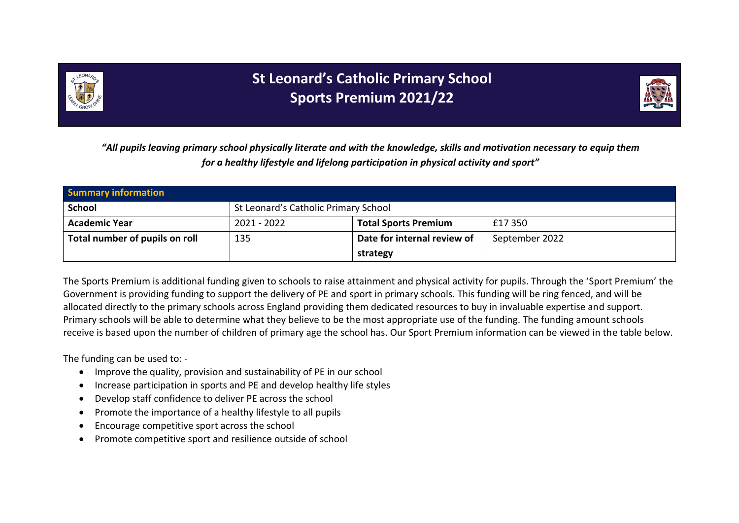# St Leonard's Catholic Primary School
## Sports Premium 2021/22

*"All pupils leaving primary school physically literate and with the knowledge, skills and motivation necessary to equip them for a healthy lifestyle and lifelong participation in physical activity and sport"*

| **Summary information** | | | |
|---|---|---|---|
| **School** | St Leonard's Catholic Primary School | | |
| **Academic Year** | 2021 - 2022 | **Total Sports Premium** | £17 350 |
| **Total number of pupils on roll** | 135 | **Date for internal review of strategy** | September 2022 |

The Sports Premium is additional funding given to schools to raise attainment and physical activity for pupils. Through the 'Sport Premium' the Government is providing funding to support the delivery of PE and sport in primary schools. This funding will be ring fenced, and will be allocated directly to the primary schools across England providing them dedicated resources to buy in invaluable expertise and support. Primary schools will be able to determine what they believe to be the most appropriate use of the funding. The funding amount schools receive is based upon the number of children of primary age the school has. Our Sport Premium information can be viewed in the table below.

The funding can be used to: -

- Improve the quality, provision and sustainability of PE in our school
- Increase participation in sports and PE and develop healthy life styles
- Develop staff confidence to deliver PE across the school
- Promote the importance of a healthy lifestyle to all pupils
- Encourage competitive sport across the school
- Promote competitive sport and resilience outside of school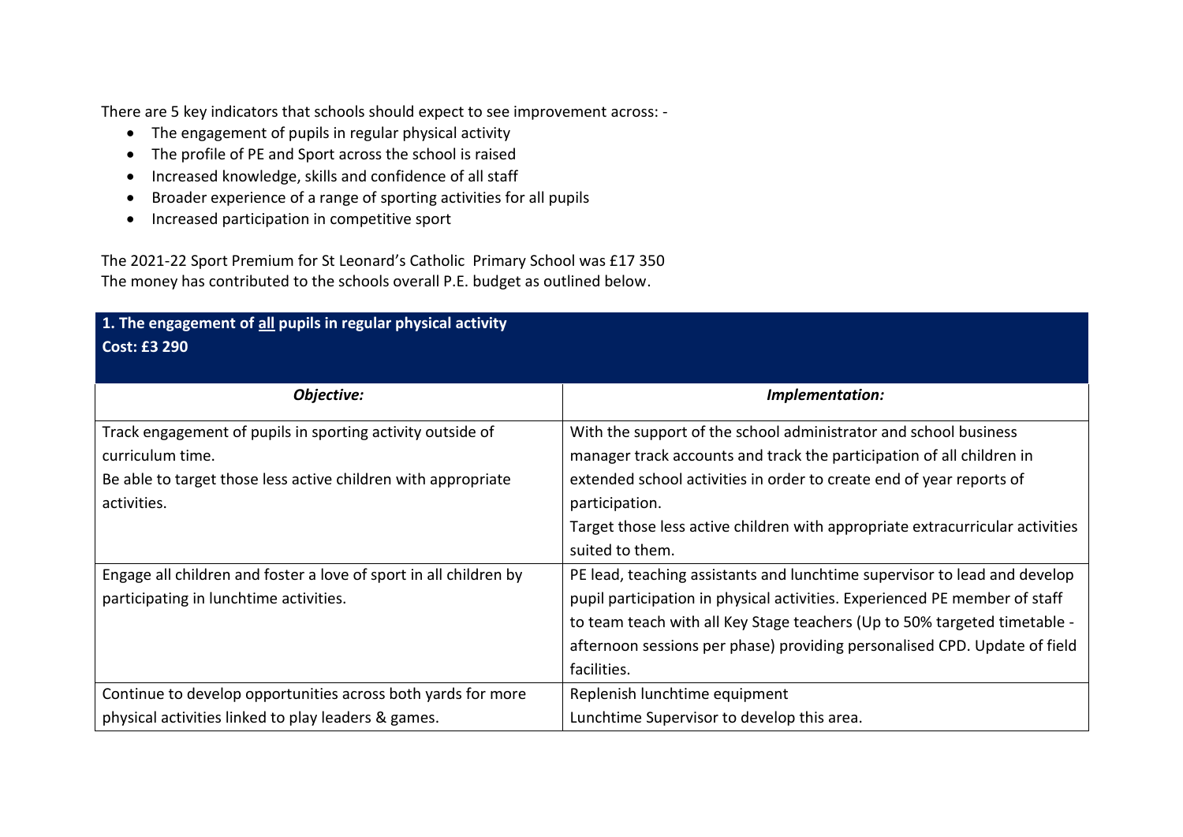There are 5 key indicators that schools should expect to see improvement across: -

- The engagement of pupils in regular physical activity
- The profile of PE and Sport across the school is raised
- Increased knowledge, skills and confidence of all staff
- Broader experience of a range of sporting activities for all pupils
- Increased participation in competitive sport

The 2021-22 Sport Premium for St Leonard's Catholic Primary School was £17 350
The money has contributed to the schools overall P.E. budget as outlined below.

## 1. The engagement of all pupils in regular physical activity

**Cost: £3 290**

| *Objective:* | *Implementation:* |
|---|---|
| Track engagement of pupils in sporting activity outside of curriculum time.<br>Be able to target those less active children with appropriate activities. | With the support of the school administrator and school business manager track accounts and track the participation of all children in extended school activities in order to create end of year reports of participation.<br>Target those less active children with appropriate extracurricular activities suited to them. |
| Engage all children and foster a love of sport in all children by participating in lunchtime activities. | PE lead, teaching assistants and lunchtime supervisor to lead and develop pupil participation in physical activities. Experienced PE member of staff to team teach with all Key Stage teachers (Up to 50% targeted timetable - afternoon sessions per phase) providing personalised CPD. Update of field facilities. |
| Continue to develop opportunities across both yards for more physical activities linked to play leaders & games. | Replenish lunchtime equipment<br>Lunchtime Supervisor to develop this area. |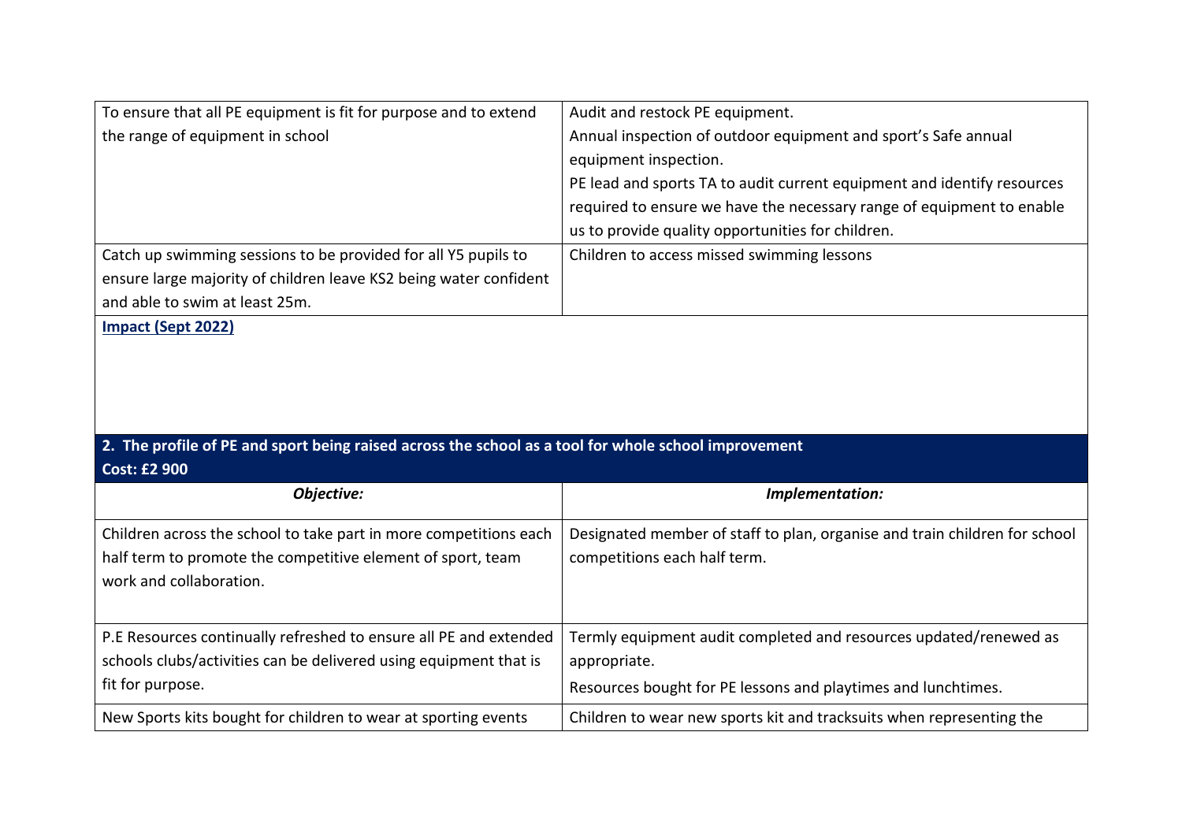| | |
|---|---|
| To ensure that all PE equipment is fit for purpose and to extend the range of equipment in school | Audit and restock PE equipment.<br>Annual inspection of outdoor equipment and sport's Safe annual equipment inspection.<br>PE lead and sports TA to audit current equipment and identify resources required to ensure we have the necessary range of equipment to enable us to provide quality opportunities for children. |
| Catch up swimming sessions to be provided for all Y5 pupils to ensure large majority of children leave KS2 being water confident and able to swim at least 25m. | Children to access missed swimming lessons |

**Impact (Sept 2022)**

**2. The profile of PE and sport being raised across the school as a tool for whole school improvement**
**Cost: £2 900**

| *Objective:* | *Implementation:* |
|---|---|
| Children across the school to take part in more competitions each half term to promote the competitive element of sport, team work and collaboration. | Designated member of staff to plan, organise and train children for school competitions each half term. |
| P.E Resources continually refreshed to ensure all PE and extended schools clubs/activities can be delivered using equipment that is fit for purpose. | Termly equipment audit completed and resources updated/renewed as appropriate.<br>Resources bought for PE lessons and playtimes and lunchtimes. |
| New Sports kits bought for children to wear at sporting events | Children to wear new sports kit and tracksuits when representing the |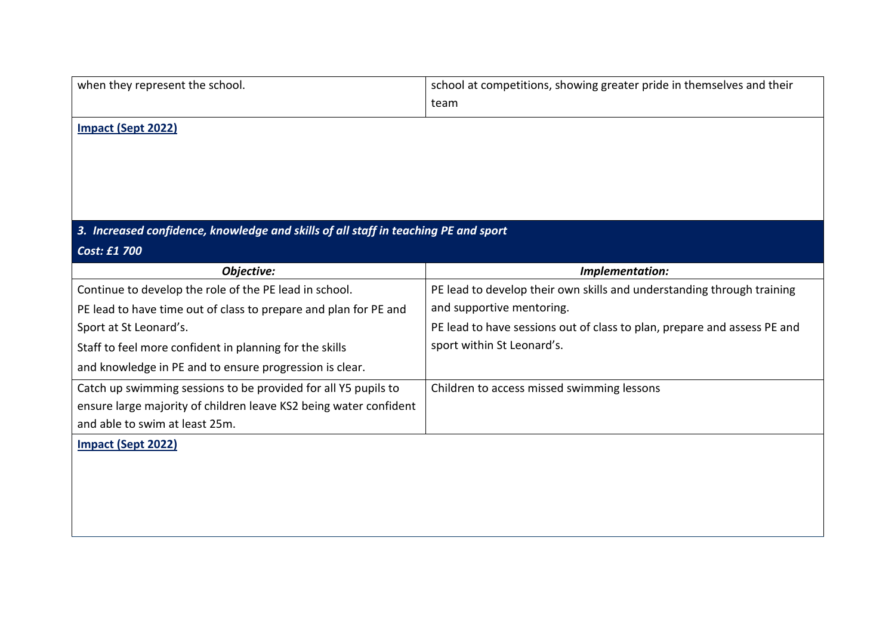| | |
|---|---|
| when they represent the school. | school at competitions, showing greater pride in themselves and their team |

**Impact (Sept 2022)**

### *3. Increased confidence, knowledge and skills of all staff in teaching PE and sport*

***Cost: £1 700***

| *Objective:* | *Implementation:* |
|---|---|
| Continue to develop the role of the PE lead in school.<br>PE lead to have time out of class to prepare and plan for PE and Sport at St Leonard's.<br>Staff to feel more confident in planning for the skills and knowledge in PE and to ensure progression is clear. | PE lead to develop their own skills and understanding through training and supportive mentoring.<br>PE lead to have sessions out of class to plan, prepare and assess PE and sport within St Leonard's. |
| Catch up swimming sessions to be provided for all Y5 pupils to ensure large majority of children leave KS2 being water confident and able to swim at least 25m. | Children to access missed swimming lessons |

**Impact (Sept 2022)**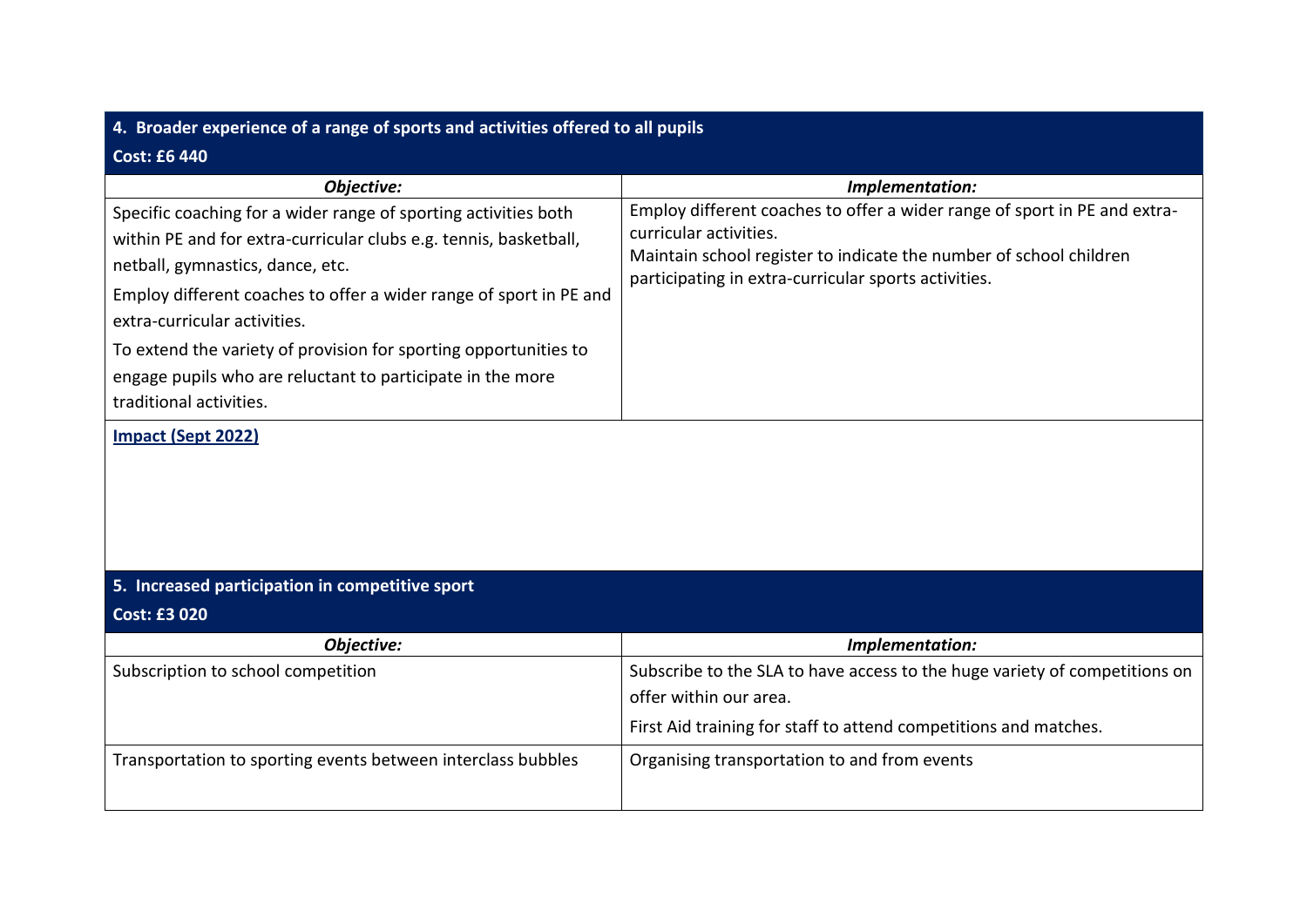## 4. Broader experience of a range of sports and activities offered to all pupils

**Cost: £6 440**

| *Objective:* | *Implementation:* |
|---|---|
| Specific coaching for a wider range of sporting activities both within PE and for extra-curricular clubs e.g. tennis, basketball, netball, gymnastics, dance, etc.<br>Employ different coaches to offer a wider range of sport in PE and extra-curricular activities.<br>To extend the variety of provision for sporting opportunities to engage pupils who are reluctant to participate in the more traditional activities. | Employ different coaches to offer a wider range of sport in PE and extra-curricular activities.<br>Maintain school register to indicate the number of school children participating in extra-curricular sports activities. |

**Impact (Sept 2022)**

## 5. Increased participation in competitive sport

**Cost: £3 020**

| *Objective:* | *Implementation:* |
|---|---|
| Subscription to school competition | Subscribe to the SLA to have access to the huge variety of competitions on offer within our area.<br>First Aid training for staff to attend competitions and matches. |
| Transportation to sporting events between interclass bubbles | Organising transportation to and from events |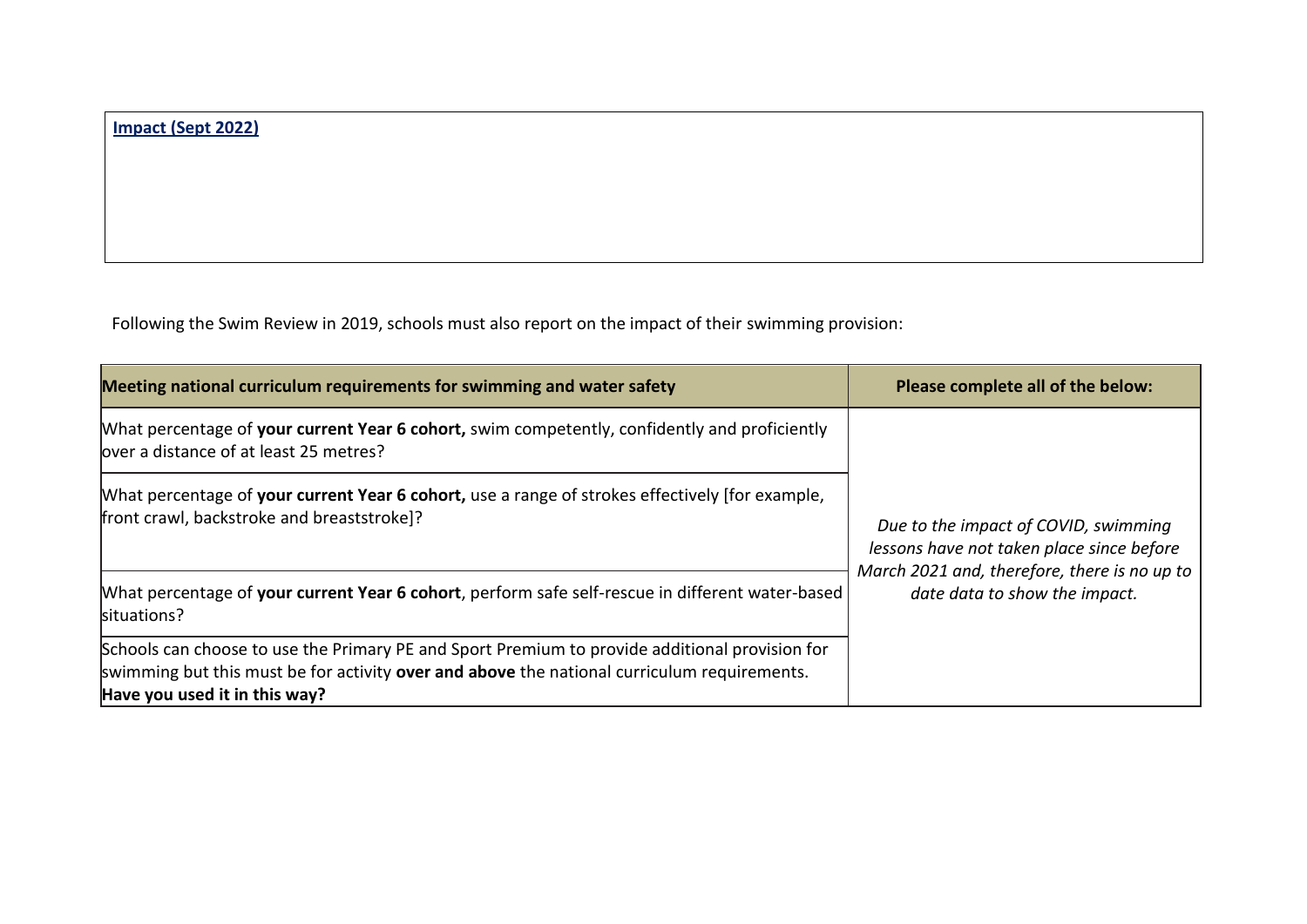| **Impact (Sept 2022)** |
|---|
| |

Following the Swim Review in 2019, schools must also report on the impact of their swimming provision:

| **Meeting national curriculum requirements for swimming and water safety** | **Please complete all of the below:** |
|---|---|
| What percentage of **your current Year 6 cohort,** swim competently, confidently and proficiently over a distance of at least 25 metres? | *Due to the impact of COVID, swimming lessons have not taken place since before March 2021 and, therefore, there is no up to date data to show the impact.* |
| What percentage of **your current Year 6 cohort,** use a range of strokes effectively [for example, front crawl, backstroke and breaststroke]? | |
| What percentage of **your current Year 6 cohort**, perform safe self-rescue in different water-based situations? | |
| Schools can choose to use the Primary PE and Sport Premium to provide additional provision for swimming but this must be for activity **over and above** the national curriculum requirements. **Have you used it in this way?** | |